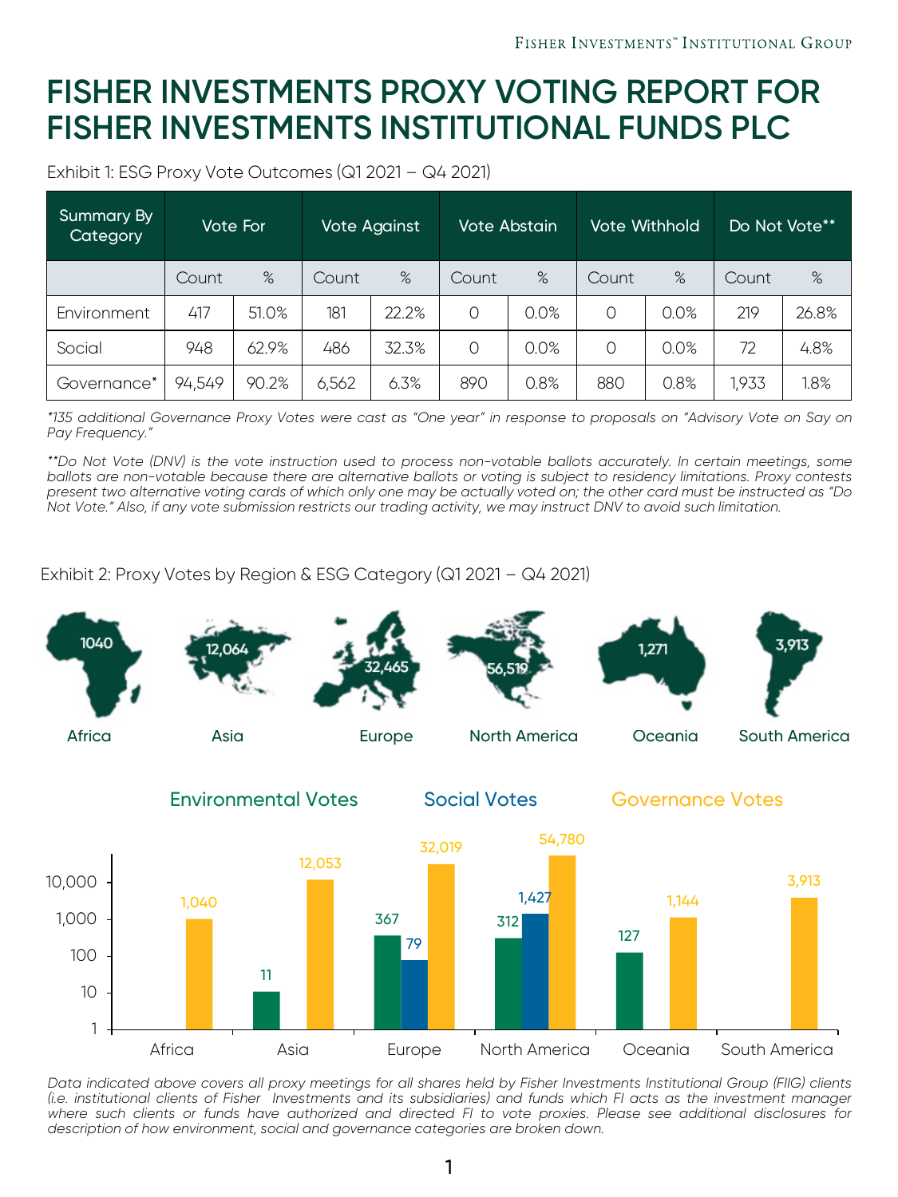# FISHER INVESTMENTS PROXY VOTING REPORT FOR FISHER INVESTMENTS INSTITUTIONAL FUNDS PLC

Exhibit 1: ESG Proxy Vote Outcomes (Q1 2021 – Q4 2021)

| Summary By Category | Vote For | | Vote Against | | Vote Abstain | | Vote Withhold | | Do Not Vote** | |
|---|---|---|---|---|---|---|---|---|---|---|
| | Count | % | Count | % | Count | % | Count | % | Count | % |
| Environment | 417 | 51.0% | 181 | 22.2% | 0 | 0.0% | 0 | 0.0% | 219 | 26.8% |
| Social | 948 | 62.9% | 486 | 32.3% | 0 | 0.0% | 0 | 0.0% | 72 | 4.8% |
| Governance* | 94,549 | 90.2% | 6,562 | 6.3% | 890 | 0.8% | 880 | 0.8% | 1,933 | 1.8% |

*\*135 additional Governance Proxy Votes were cast as "One year" in response to proposals on "Advisory Vote on Say on Pay Frequency."*

*\*\*Do Not Vote (DNV) is the vote instruction used to process non-votable ballots accurately. In certain meetings, some ballots are non-votable because there are alternative ballots or voting is subject to residency limitations. Proxy contests present two alternative voting cards of which only one may be actually voted on; the other card must be instructed as "Do Not Vote." Also, if any vote submission restricts our trading activity, we may instruct DNV to avoid such limitation.*

Exhibit 2: Proxy Votes by Region & ESG Category (Q1 2021 – Q4 2021)

| Region | Total Votes |
|---|---|
| Africa | 1040 |
| Asia | 12,064 |
| Europe | 32,465 |
| North America | 56,519 |
| Oceania | 1,271 |
| South America | 3,913 |

| Region | Environmental Votes | Social Votes | Governance Votes |
|---|---|---|---|
| Africa | | | 1,040 |
| Asia | 11 | | 12,053 |
| Europe | 367 | 79 | 32,019 |
| North America | 312 | 1,427 | 54,780 |
| Oceania | 127 | | 1,144 |
| South America | | | 3,913 |

*Data indicated above covers all proxy meetings for all shares held by Fisher Investments Institutional Group (FIIG) clients (i.e. institutional clients of Fisher Investments and its subsidiaries) and funds which FI acts as the investment manager where such clients or funds have authorized and directed FI to vote proxies. Please see additional disclosures for description of how environment, social and governance categories are broken down.*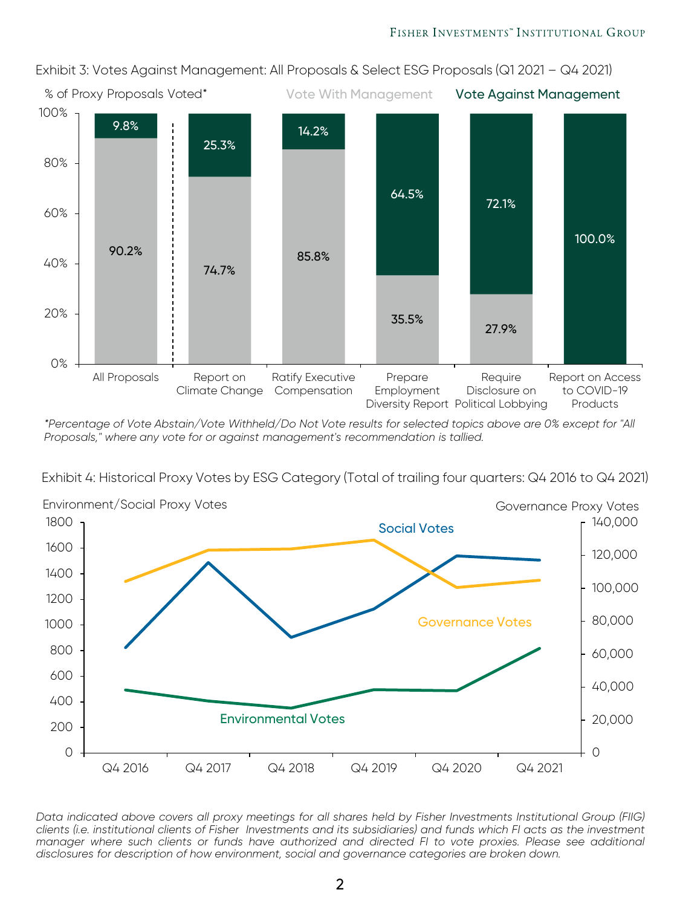Exhibit 3: Votes Against Management: All Proposals & Select ESG Proposals (Q1 2021 – Q4 2021)

| % of Proxy Proposals Voted* | Vote With Management | Vote Against Management |
|---|---|---|
| All Proposals | 90.2% | 9.8% |
| Report on Climate Change | 74.7% | 25.3% |
| Ratify Executive Compensation | 85.8% | 14.2% |
| Prepare Employment Diversity Report | 35.5% | 64.5% |
| Require Disclosure on Political Lobbying | 27.9% | 72.1% |
| Report on Access to COVID-19 Products | | 100.0% |

*\*Percentage of Vote Abstain/Vote Withheld/Do Not Vote results for selected topics above are 0% except for "All Proposals," where any vote for or against management's recommendation is tallied.*

Exhibit 4: Historical Proxy Votes by ESG Category (Total of trailing four quarters: Q4 2016 to Q4 2021)

Environment/Social Proxy Votes (left axis, 0–1800); Governance Proxy Votes (right axis, 0–140,000)

Series: Social Votes, Governance Votes, Environmental Votes

X-axis: Q4 2016, Q4 2017, Q4 2018, Q4 2019, Q4 2020, Q4 2021

*Data indicated above covers all proxy meetings for all shares held by Fisher Investments Institutional Group (FIIG) clients (i.e. institutional clients of Fisher Investments and its subsidiaries) and funds which FI acts as the investment manager where such clients or funds have authorized and directed FI to vote proxies. Please see additional disclosures for description of how environment, social and governance categories are broken down.*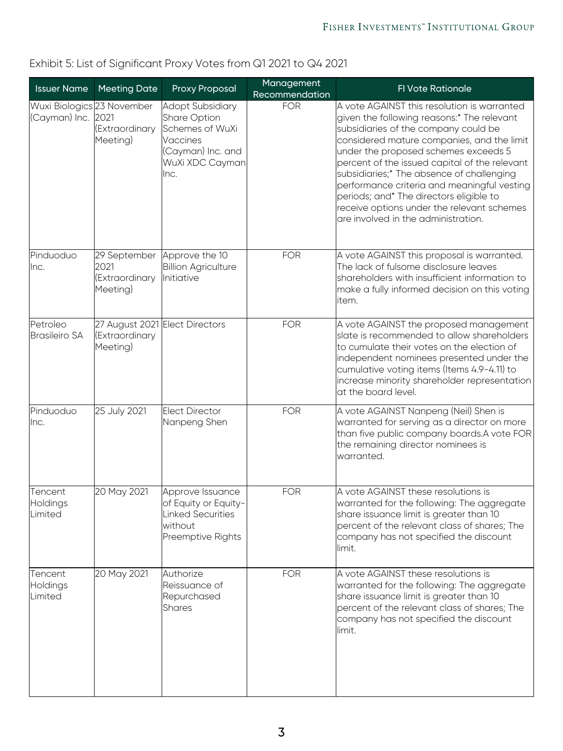Exhibit 5: List of Significant Proxy Votes from Q1 2021 to Q4 2021

| Issuer Name | Meeting Date | Proxy Proposal | Management Recommendation | FI Vote Rationale |
|---|---|---|---|---|
| Wuxi Biologics (Cayman) Inc. | 23 November 2021 (Extraordinary Meeting) | Adopt Subsidiary Share Option Schemes of WuXi Vaccines (Cayman) Inc. and WuXi XDC Cayman Inc. | FOR | A vote AGAINST this resolution is warranted given the following reasons:* The relevant subsidiaries of the company could be considered mature companies, and the limit under the proposed schemes exceeds 5 percent of the issued capital of the relevant subsidiaries;* The absence of challenging performance criteria and meaningful vesting periods; and* The directors eligible to receive options under the relevant schemes are involved in the administration. |
| Pinduoduo Inc. | 29 September 2021 (Extraordinary Meeting) | Approve the 10 Billion Agriculture Initiative | FOR | A vote AGAINST this proposal is warranted. The lack of fulsome disclosure leaves shareholders with insufficient information to make a fully informed decision on this voting item. |
| Petroleo Brasileiro SA | 27 August 2021 (Extraordinary Meeting) | Elect Directors | FOR | A vote AGAINST the proposed management slate is recommended to allow shareholders to cumulate their votes on the election of independent nominees presented under the cumulative voting items (Items 4.9-4.11) to increase minority shareholder representation at the board level. |
| Pinduoduo Inc. | 25 July 2021 | Elect Director Nanpeng Shen | FOR | A vote AGAINST Nanpeng (Neil) Shen is warranted for serving as a director on more than five public company boards.A vote FOR the remaining director nominees is warranted. |
| Tencent Holdings Limited | 20 May 2021 | Approve Issuance of Equity or Equity-Linked Securities without Preemptive Rights | FOR | A vote AGAINST these resolutions is warranted for the following: The aggregate share issuance limit is greater than 10 percent of the relevant class of shares; The company has not specified the discount limit. |
| Tencent Holdings Limited | 20 May 2021 | Authorize Reissuance of Repurchased Shares | FOR | A vote AGAINST these resolutions is warranted for the following: The aggregate share issuance limit is greater than 10 percent of the relevant class of shares; The company has not specified the discount limit. |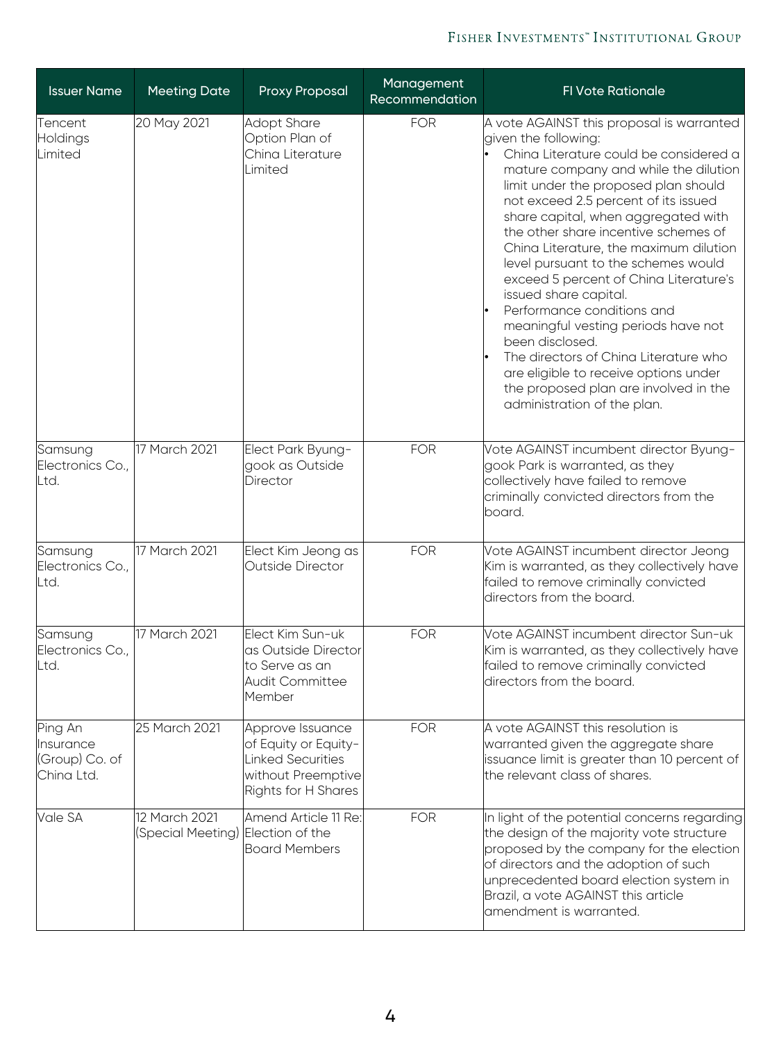| Issuer Name | Meeting Date | Proxy Proposal | Management Recommendation | FI Vote Rationale |
|---|---|---|---|---|
| Tencent Holdings Limited | 20 May 2021 | Adopt Share Option Plan of China Literature Limited | FOR | A vote AGAINST this proposal is warranted given the following:<br>• China Literature could be considered a mature company and while the dilution limit under the proposed plan should not exceed 2.5 percent of its issued share capital, when aggregated with the other share incentive schemes of China Literature, the maximum dilution level pursuant to the schemes would exceed 5 percent of China Literature's issued share capital.<br>• Performance conditions and meaningful vesting periods have not been disclosed.<br>• The directors of China Literature who are eligible to receive options under the proposed plan are involved in the administration of the plan. |
| Samsung Electronics Co., Ltd. | 17 March 2021 | Elect Park Byung-gook as Outside Director | FOR | Vote AGAINST incumbent director Byung-gook Park is warranted, as they collectively have failed to remove criminally convicted directors from the board. |
| Samsung Electronics Co., Ltd. | 17 March 2021 | Elect Kim Jeong as Outside Director | FOR | Vote AGAINST incumbent director Jeong Kim is warranted, as they collectively have failed to remove criminally convicted directors from the board. |
| Samsung Electronics Co., Ltd. | 17 March 2021 | Elect Kim Sun-uk as Outside Director to Serve as an Audit Committee Member | FOR | Vote AGAINST incumbent director Sun-uk Kim is warranted, as they collectively have failed to remove criminally convicted directors from the board. |
| Ping An Insurance (Group) Co. of China Ltd. | 25 March 2021 | Approve Issuance of Equity or Equity-Linked Securities without Preemptive Rights for H Shares | FOR | A vote AGAINST this resolution is warranted given the aggregate share issuance limit is greater than 10 percent of the relevant class of shares. |
| Vale SA | 12 March 2021 (Special Meeting) | Amend Article 11 Re: Election of the Board Members | FOR | In light of the potential concerns regarding the design of the majority vote structure proposed by the company for the election of directors and the adoption of such unprecedented board election system in Brazil, a vote AGAINST this article amendment is warranted. |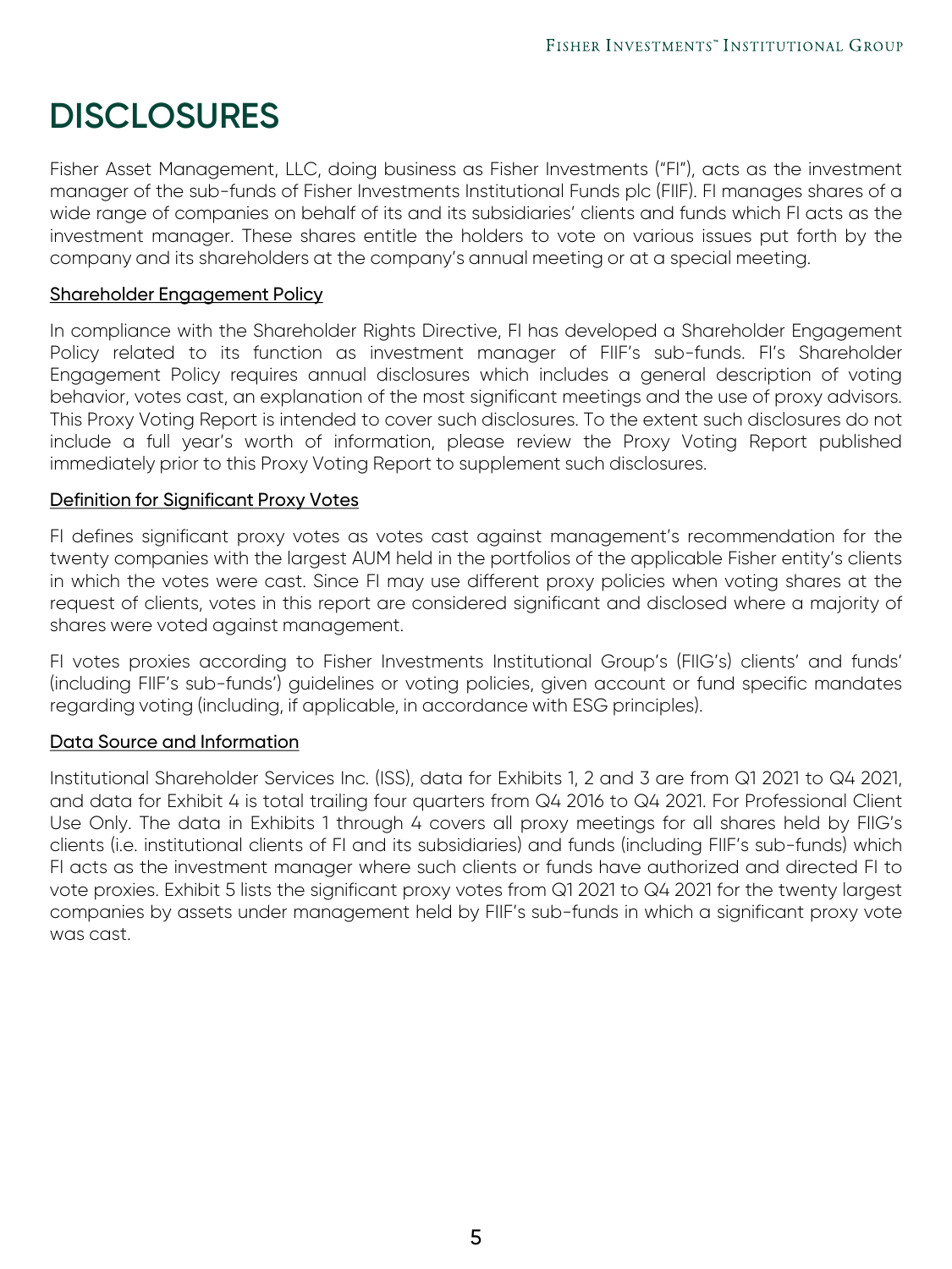# DISCLOSURES

Fisher Asset Management, LLC, doing business as Fisher Investments ("FI"), acts as the investment manager of the sub-funds of Fisher Investments Institutional Funds plc (FIIF). FI manages shares of a wide range of companies on behalf of its and its subsidiaries' clients and funds which FI acts as the investment manager. These shares entitle the holders to vote on various issues put forth by the company and its shareholders at the company's annual meeting or at a special meeting.

## Shareholder Engagement Policy

In compliance with the Shareholder Rights Directive, FI has developed a Shareholder Engagement Policy related to its function as investment manager of FIIF's sub-funds. FI's Shareholder Engagement Policy requires annual disclosures which includes a general description of voting behavior, votes cast, an explanation of the most significant meetings and the use of proxy advisors. This Proxy Voting Report is intended to cover such disclosures. To the extent such disclosures do not include a full year's worth of information, please review the Proxy Voting Report published immediately prior to this Proxy Voting Report to supplement such disclosures.

## Definition for Significant Proxy Votes

FI defines significant proxy votes as votes cast against management's recommendation for the twenty companies with the largest AUM held in the portfolios of the applicable Fisher entity's clients in which the votes were cast. Since FI may use different proxy policies when voting shares at the request of clients, votes in this report are considered significant and disclosed where a majority of shares were voted against management.

FI votes proxies according to Fisher Investments Institutional Group's (FIIG's) clients' and funds' (including FIIF's sub-funds') guidelines or voting policies, given account or fund specific mandates regarding voting (including, if applicable, in accordance with ESG principles).

## Data Source and Information

Institutional Shareholder Services Inc. (ISS), data for Exhibits 1, 2 and 3 are from Q1 2021 to Q4 2021, and data for Exhibit 4 is total trailing four quarters from Q4 2016 to Q4 2021. For Professional Client Use Only. The data in Exhibits 1 through 4 covers all proxy meetings for all shares held by FIIG's clients (i.e. institutional clients of FI and its subsidiaries) and funds (including FIIF's sub-funds) which FI acts as the investment manager where such clients or funds have authorized and directed FI to vote proxies. Exhibit 5 lists the significant proxy votes from Q1 2021 to Q4 2021 for the twenty largest companies by assets under management held by FIIF's sub-funds in which a significant proxy vote was cast.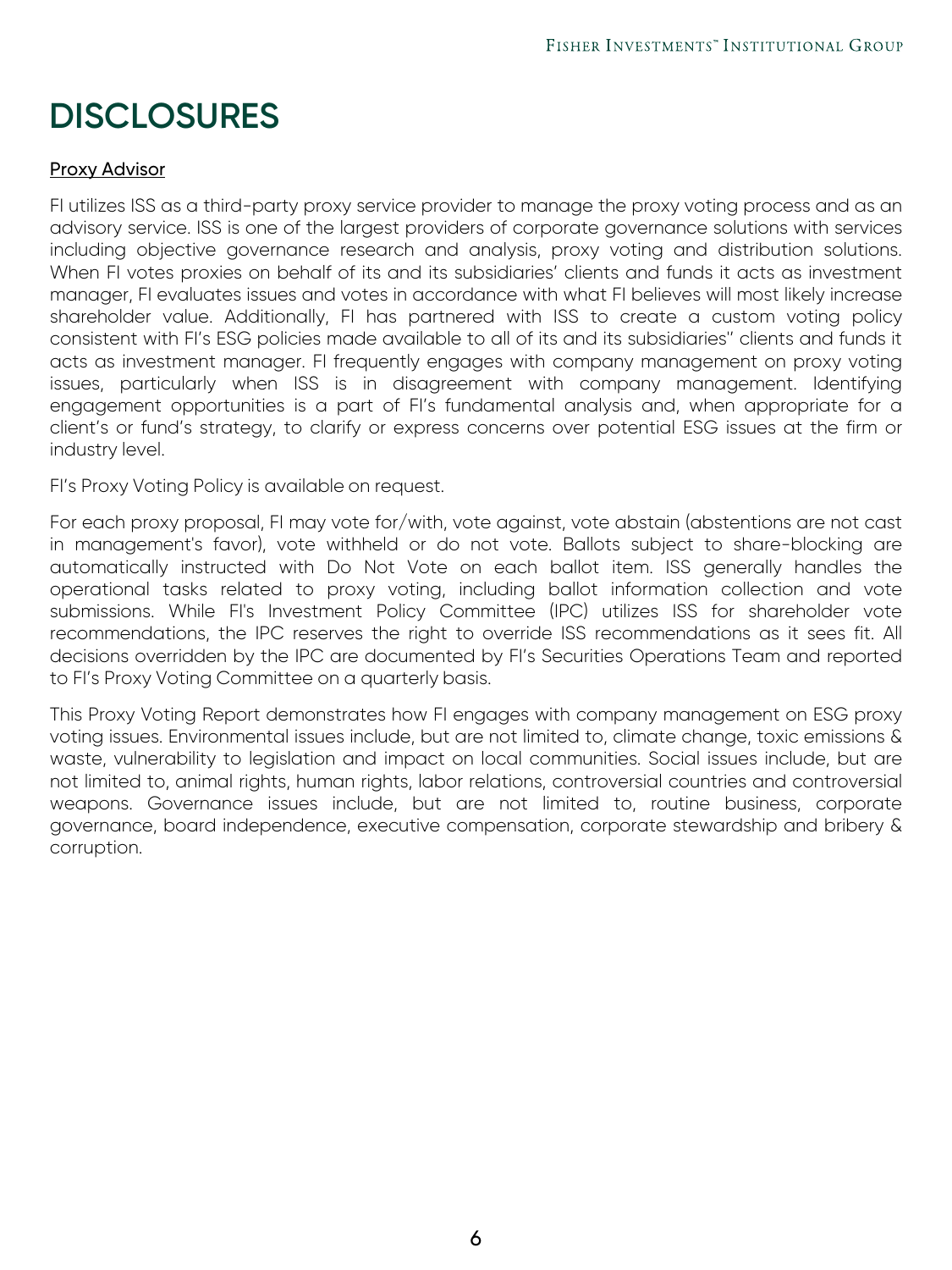# DISCLOSURES

## Proxy Advisor

FI utilizes ISS as a third-party proxy service provider to manage the proxy voting process and as an advisory service. ISS is one of the largest providers of corporate governance solutions with services including objective governance research and analysis, proxy voting and distribution solutions. When FI votes proxies on behalf of its and its subsidiaries' clients and funds it acts as investment manager, FI evaluates issues and votes in accordance with what FI believes will most likely increase shareholder value. Additionally, FI has partnered with ISS to create a custom voting policy consistent with FI's ESG policies made available to all of its and its subsidiaries'' clients and funds it acts as investment manager. FI frequently engages with company management on proxy voting issues, particularly when ISS is in disagreement with company management. Identifying engagement opportunities is a part of FI's fundamental analysis and, when appropriate for a client's or fund's strategy, to clarify or express concerns over potential ESG issues at the firm or industry level.

FI's Proxy Voting Policy is available on request.

For each proxy proposal, FI may vote for/with, vote against, vote abstain (abstentions are not cast in management's favor), vote withheld or do not vote. Ballots subject to share-blocking are automatically instructed with Do Not Vote on each ballot item. ISS generally handles the operational tasks related to proxy voting, including ballot information collection and vote submissions. While FI's Investment Policy Committee (IPC) utilizes ISS for shareholder vote recommendations, the IPC reserves the right to override ISS recommendations as it sees fit. All decisions overridden by the IPC are documented by FI's Securities Operations Team and reported to FI's Proxy Voting Committee on a quarterly basis.

This Proxy Voting Report demonstrates how FI engages with company management on ESG proxy voting issues. Environmental issues include, but are not limited to, climate change, toxic emissions & waste, vulnerability to legislation and impact on local communities. Social issues include, but are not limited to, animal rights, human rights, labor relations, controversial countries and controversial weapons. Governance issues include, but are not limited to, routine business, corporate governance, board independence, executive compensation, corporate stewardship and bribery & corruption.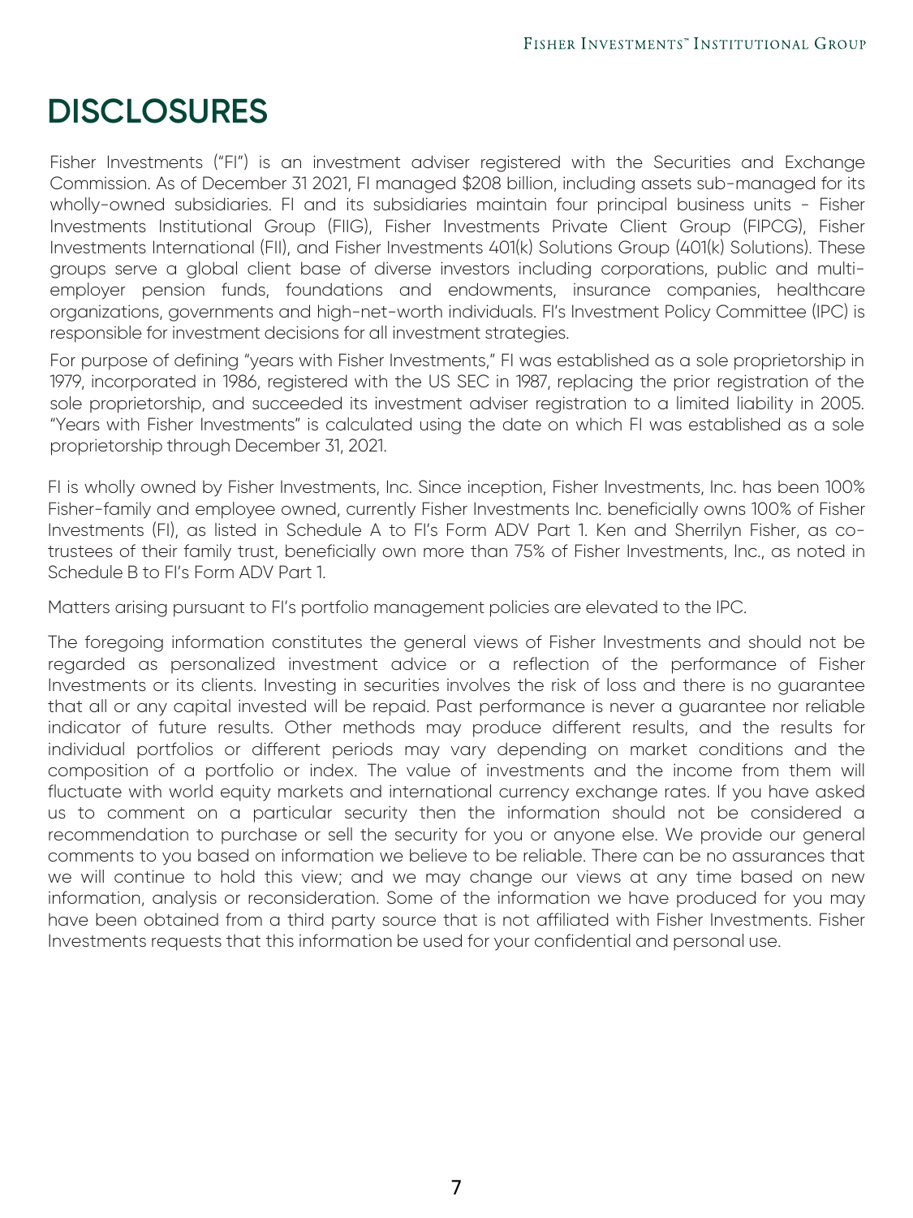# DISCLOSURES

Fisher Investments ("FI") is an investment adviser registered with the Securities and Exchange Commission. As of December 31 2021, FI managed $208 billion, including assets sub-managed for its wholly-owned subsidiaries. FI and its subsidiaries maintain four principal business units - Fisher Investments Institutional Group (FIIG), Fisher Investments Private Client Group (FIPCG), Fisher Investments International (FII), and Fisher Investments 401(k) Solutions Group (401(k) Solutions). These groups serve a global client base of diverse investors including corporations, public and multi-employer pension funds, foundations and endowments, insurance companies, healthcare organizations, governments and high-net-worth individuals. FI's Investment Policy Committee (IPC) is responsible for investment decisions for all investment strategies.

For purpose of defining "years with Fisher Investments," FI was established as a sole proprietorship in 1979, incorporated in 1986, registered with the US SEC in 1987, replacing the prior registration of the sole proprietorship, and succeeded its investment adviser registration to a limited liability in 2005. "Years with Fisher Investments" is calculated using the date on which FI was established as a sole proprietorship through December 31, 2021.

FI is wholly owned by Fisher Investments, Inc. Since inception, Fisher Investments, Inc. has been 100% Fisher-family and employee owned, currently Fisher Investments Inc. beneficially owns 100% of Fisher Investments (FI), as listed in Schedule A to FI's Form ADV Part 1. Ken and Sherrilyn Fisher, as co-trustees of their family trust, beneficially own more than 75% of Fisher Investments, Inc., as noted in Schedule B to FI's Form ADV Part 1.

Matters arising pursuant to FI's portfolio management policies are elevated to the IPC.

The foregoing information constitutes the general views of Fisher Investments and should not be regarded as personalized investment advice or a reflection of the performance of Fisher Investments or its clients. Investing in securities involves the risk of loss and there is no guarantee that all or any capital invested will be repaid. Past performance is never a guarantee nor reliable indicator of future results. Other methods may produce different results, and the results for individual portfolios or different periods may vary depending on market conditions and the composition of a portfolio or index. The value of investments and the income from them will fluctuate with world equity markets and international currency exchange rates. If you have asked us to comment on a particular security then the information should not be considered a recommendation to purchase or sell the security for you or anyone else. We provide our general comments to you based on information we believe to be reliable. There can be no assurances that we will continue to hold this view; and we may change our views at any time based on new information, analysis or reconsideration. Some of the information we have produced for you may have been obtained from a third party source that is not affiliated with Fisher Investments. Fisher Investments requests that this information be used for your confidential and personal use.